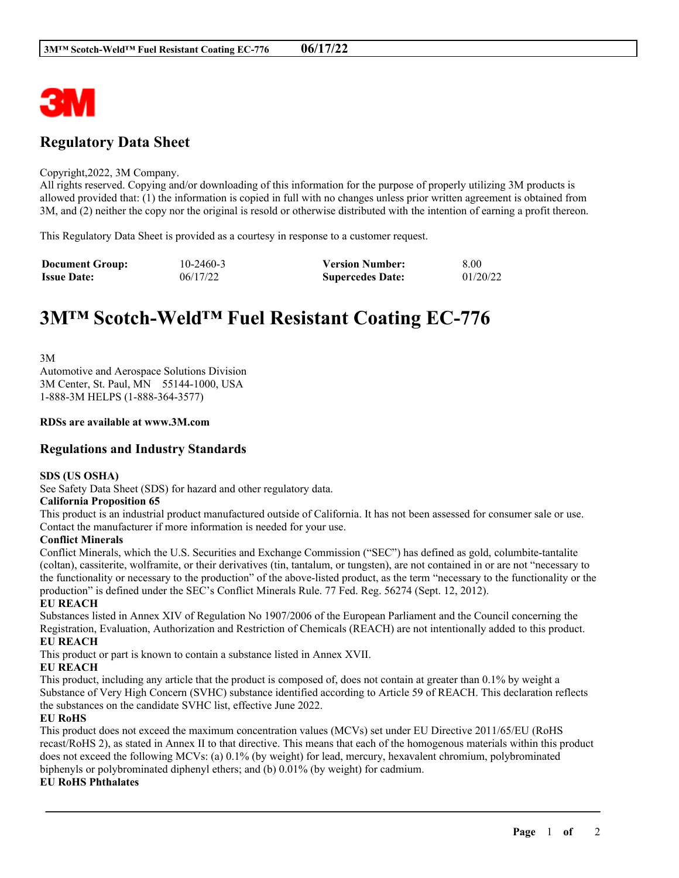## Regulatory Data Sheet

Copyright,2022, 3M Company.
All rights reserved. Copying and/or downloading of this information for the purpose of properly utilizing 3M products is allowed provided that: (1) the information is copied in full with no changes unless prior written agreement is obtained from 3M, and (2) neither the copy nor the original is resold or otherwise distributed with the intention of earning a profit thereon.

This Regulatory Data Sheet is provided as a courtesy in response to a customer request.

| | | | |
|---|---|---|---|
| **Document Group:** | 10-2460-3 | **Version Number:** | 8.00 |
| **Issue Date:** | 06/17/22 | **Supercedes Date:** | 01/20/22 |

# 3M™ Scotch-Weld™ Fuel Resistant Coating EC-776

3M
Automotive and Aerospace Solutions Division
3M Center, St. Paul, MN 55144-1000, USA
1-888-3M HELPS (1-888-364-3577)

**RDSs are available at www.3M.com**

## Regulations and Industry Standards

**SDS (US OSHA)**
See Safety Data Sheet (SDS) for hazard and other regulatory data.

**California Proposition 65**
This product is an industrial product manufactured outside of California. It has not been assessed for consumer sale or use. Contact the manufacturer if more information is needed for your use.

**Conflict Minerals**
Conflict Minerals, which the U.S. Securities and Exchange Commission ("SEC") has defined as gold, columbite-tantalite (coltan), cassiterite, wolframite, or their derivatives (tin, tantalum, or tungsten), are not contained in or are not "necessary to the functionality or necessary to the production" of the above-listed product, as the term "necessary to the functionality or the production" is defined under the SEC's Conflict Minerals Rule. 77 Fed. Reg. 56274 (Sept. 12, 2012).

**EU REACH**
Substances listed in Annex XIV of Regulation No 1907/2006 of the European Parliament and the Council concerning the Registration, Evaluation, Authorization and Restriction of Chemicals (REACH) are not intentionally added to this product.

**EU REACH**
This product or part is known to contain a substance listed in Annex XVII.

**EU REACH**
This product, including any article that the product is composed of, does not contain at greater than 0.1% by weight a Substance of Very High Concern (SVHC) substance identified according to Article 59 of REACH. This declaration reflects the substances on the candidate SVHC list, effective June 2022.

**EU RoHS**
This product does not exceed the maximum concentration values (MCVs) set under EU Directive 2011/65/EU (RoHS recast/RoHS 2), as stated in Annex II to that directive. This means that each of the homogenous materials within this product does not exceed the following MCVs: (a) 0.1% (by weight) for lead, mercury, hexavalent chromium, polybrominated biphenyls or polybrominated diphenyl ethers; and (b) 0.01% (by weight) for cadmium.

**EU RoHS Phthalates**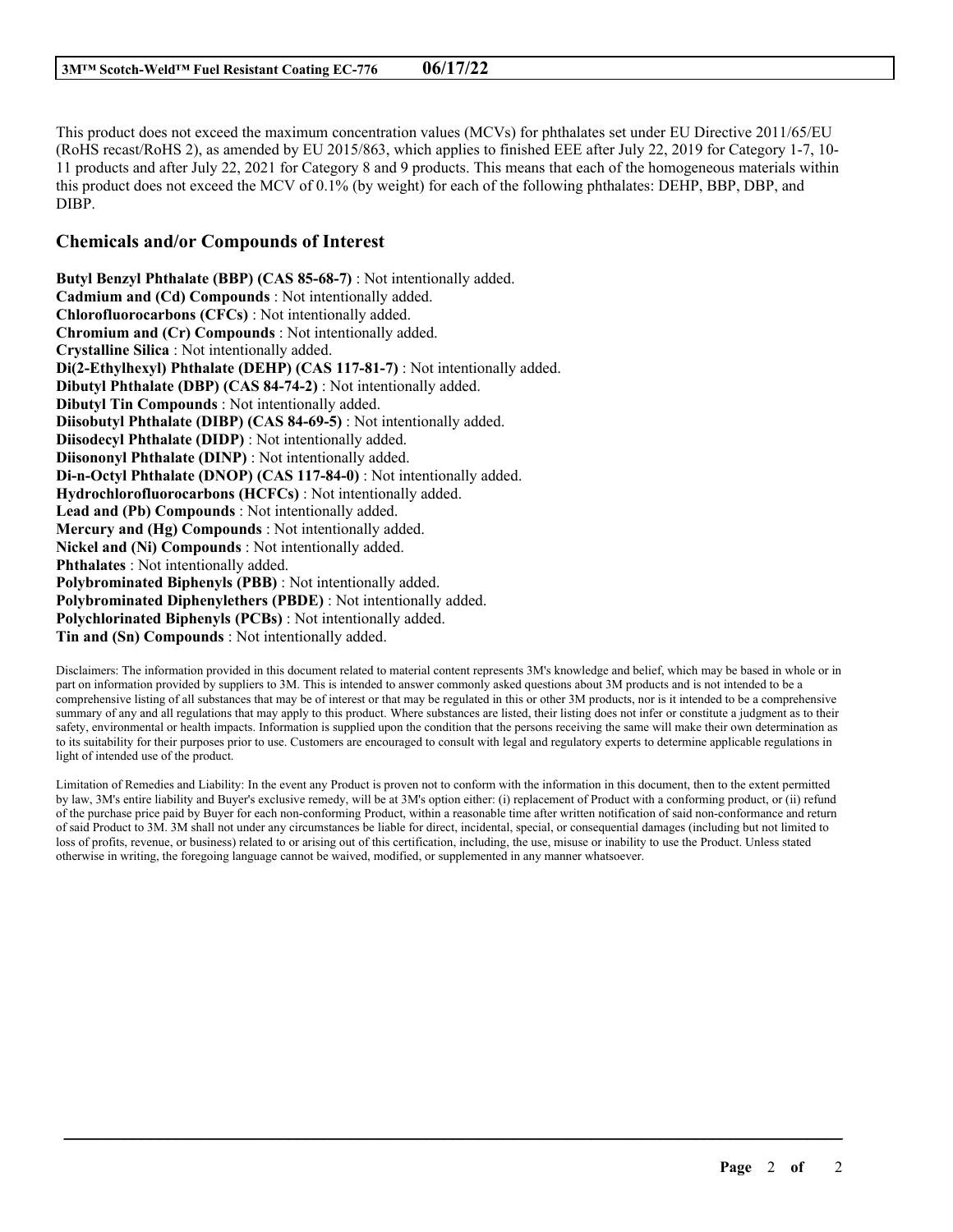This product does not exceed the maximum concentration values (MCVs) for phthalates set under EU Directive 2011/65/EU (RoHS recast/RoHS 2), as amended by EU 2015/863, which applies to finished EEE after July 22, 2019 for Category 1-7, 10-11 products and after July 22, 2021 for Category 8 and 9 products. This means that each of the homogeneous materials within this product does not exceed the MCV of 0.1% (by weight) for each of the following phthalates: DEHP, BBP, DBP, and DIBP.

## Chemicals and/or Compounds of Interest

**Butyl Benzyl Phthalate (BBP) (CAS 85-68-7)** : Not intentionally added.
**Cadmium and (Cd) Compounds** : Not intentionally added.
**Chlorofluorocarbons (CFCs)** : Not intentionally added.
**Chromium and (Cr) Compounds** : Not intentionally added.
**Crystalline Silica** : Not intentionally added.
**Di(2-Ethylhexyl) Phthalate (DEHP) (CAS 117-81-7)** : Not intentionally added.
**Dibutyl Phthalate (DBP) (CAS 84-74-2)** : Not intentionally added.
**Dibutyl Tin Compounds** : Not intentionally added.
**Diisobutyl Phthalate (DIBP) (CAS 84-69-5)** : Not intentionally added.
**Diisodecyl Phthalate (DIDP)** : Not intentionally added.
**Diisononyl Phthalate (DINP)** : Not intentionally added.
**Di-n-Octyl Phthalate (DNOP) (CAS 117-84-0)** : Not intentionally added.
**Hydrochlorofluorocarbons (HCFCs)** : Not intentionally added.
**Lead and (Pb) Compounds** : Not intentionally added.
**Mercury and (Hg) Compounds** : Not intentionally added.
**Nickel and (Ni) Compounds** : Not intentionally added.
**Phthalates** : Not intentionally added.
**Polybrominated Biphenyls (PBB)** : Not intentionally added.
**Polybrominated Diphenylethers (PBDE)** : Not intentionally added.
**Polychlorinated Biphenyls (PCBs)** : Not intentionally added.
**Tin and (Sn) Compounds** : Not intentionally added.

Disclaimers: The information provided in this document related to material content represents 3M's knowledge and belief, which may be based in whole or in part on information provided by suppliers to 3M. This is intended to answer commonly asked questions about 3M products and is not intended to be a comprehensive listing of all substances that may be of interest or that may be regulated in this or other 3M products, nor is it intended to be a comprehensive summary of any and all regulations that may apply to this product. Where substances are listed, their listing does not infer or constitute a judgment as to their safety, environmental or health impacts. Information is supplied upon the condition that the persons receiving the same will make their own determination as to its suitability for their purposes prior to use. Customers are encouraged to consult with legal and regulatory experts to determine applicable regulations in light of intended use of the product.

Limitation of Remedies and Liability: In the event any Product is proven not to conform with the information in this document, then to the extent permitted by law, 3M's entire liability and Buyer's exclusive remedy, will be at 3M's option either: (i) replacement of Product with a conforming product, or (ii) refund of the purchase price paid by Buyer for each non-conforming Product, within a reasonable time after written notification of said non-conformance and return of said Product to 3M. 3M shall not under any circumstances be liable for direct, incidental, special, or consequential damages (including but not limited to loss of profits, revenue, or business) related to or arising out of this certification, including, the use, misuse or inability to use the Product. Unless stated otherwise in writing, the foregoing language cannot be waived, modified, or supplemented in any manner whatsoever.